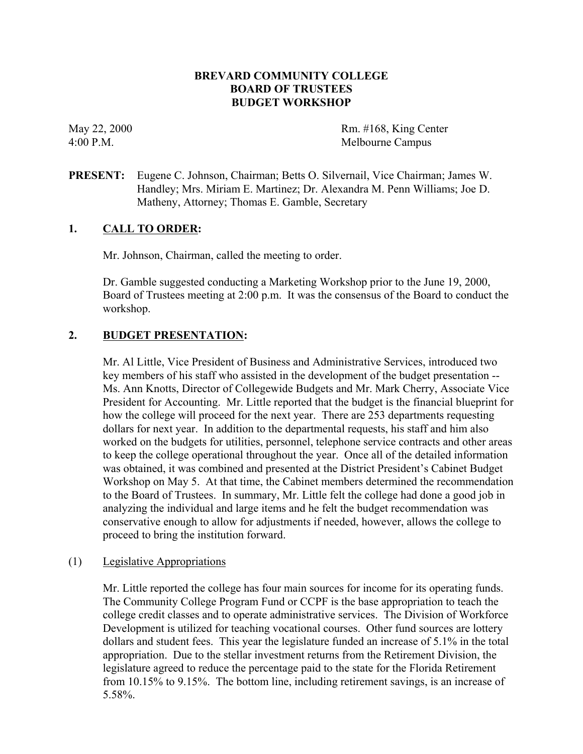# BREVARD COMMUNITY COLLEGE
# BOARD OF TRUSTEES
# BUDGET WORKSHOP

May 22, 2000 — Rm. #168, King Center

4:00 P.M. — Melbourne Campus

**PRESENT:** Eugene C. Johnson, Chairman; Betts O. Silvernail, Vice Chairman; James W. Handley; Mrs. Miriam E. Martinez; Dr. Alexandra M. Penn Williams; Joe D. Matheny, Attorney; Thomas E. Gamble, Secretary

## 1. CALL TO ORDER:

Mr. Johnson, Chairman, called the meeting to order.

Dr. Gamble suggested conducting a Marketing Workshop prior to the June 19, 2000, Board of Trustees meeting at 2:00 p.m. It was the consensus of the Board to conduct the workshop.

## 2. BUDGET PRESENTATION:

Mr. Al Little, Vice President of Business and Administrative Services, introduced two key members of his staff who assisted in the development of the budget presentation -- Ms. Ann Knotts, Director of Collegewide Budgets and Mr. Mark Cherry, Associate Vice President for Accounting. Mr. Little reported that the budget is the financial blueprint for how the college will proceed for the next year. There are 253 departments requesting dollars for next year. In addition to the departmental requests, his staff and him also worked on the budgets for utilities, personnel, telephone service contracts and other areas to keep the college operational throughout the year. Once all of the detailed information was obtained, it was combined and presented at the District President's Cabinet Budget Workshop on May 5. At that time, the Cabinet members determined the recommendation to the Board of Trustees. In summary, Mr. Little felt the college had done a good job in analyzing the individual and large items and he felt the budget recommendation was conservative enough to allow for adjustments if needed, however, allows the college to proceed to bring the institution forward.

### (1) Legislative Appropriations

Mr. Little reported the college has four main sources for income for its operating funds. The Community College Program Fund or CCPF is the base appropriation to teach the college credit classes and to operate administrative services. The Division of Workforce Development is utilized for teaching vocational courses. Other fund sources are lottery dollars and student fees. This year the legislature funded an increase of 5.1% in the total appropriation. Due to the stellar investment returns from the Retirement Division, the legislature agreed to reduce the percentage paid to the state for the Florida Retirement from 10.15% to 9.15%. The bottom line, including retirement savings, is an increase of 5.58%.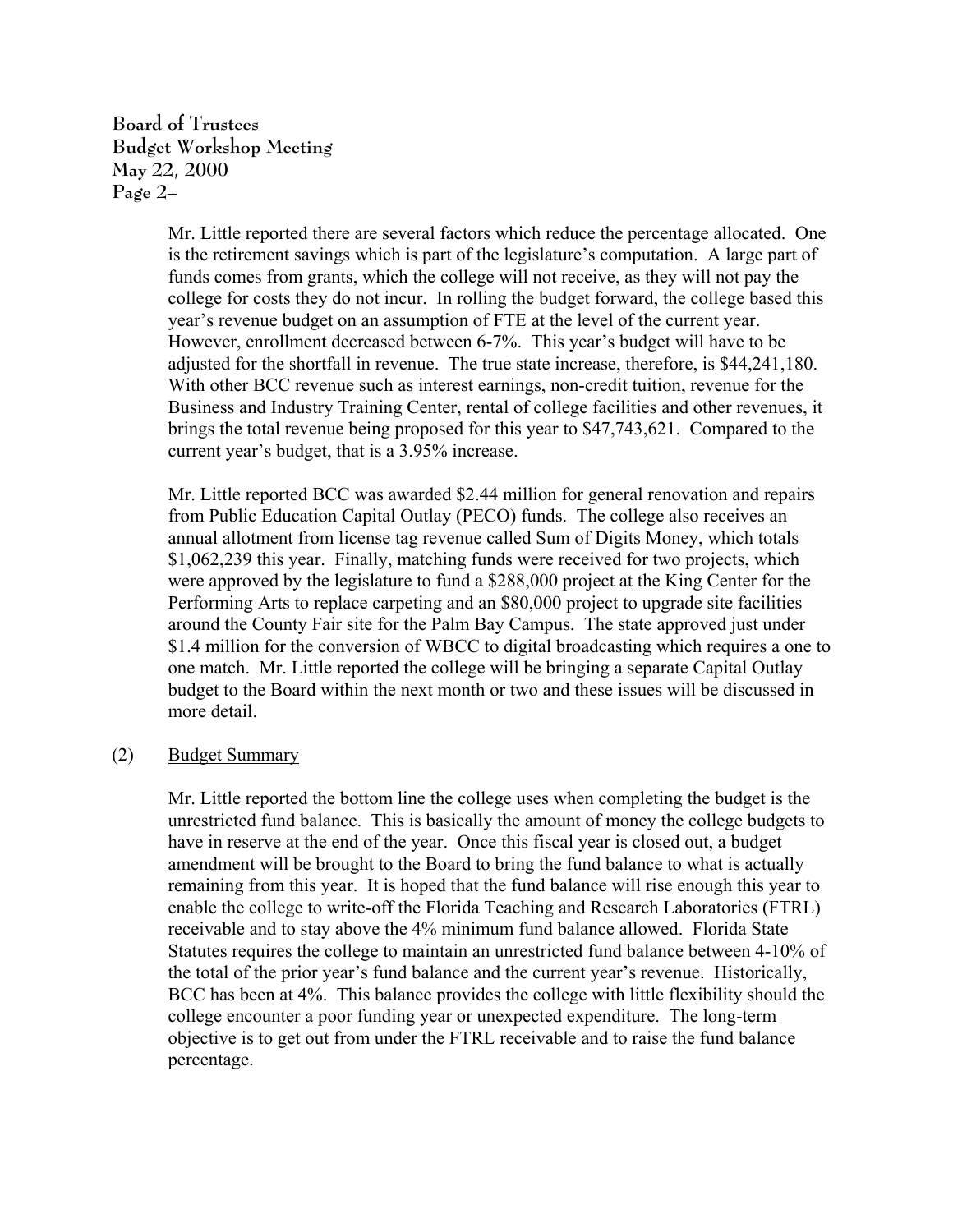Mr. Little reported there are several factors which reduce the percentage allocated. One is the retirement savings which is part of the legislature's computation. A large part of funds comes from grants, which the college will not receive, as they will not pay the college for costs they do not incur. In rolling the budget forward, the college based this year's revenue budget on an assumption of FTE at the level of the current year. However, enrollment decreased between 6-7%. This year's budget will have to be adjusted for the shortfall in revenue. The true state increase, therefore, is $44,241,180. With other BCC revenue such as interest earnings, non-credit tuition, revenue for the Business and Industry Training Center, rental of college facilities and other revenues, it brings the total revenue being proposed for this year to $47,743,621. Compared to the current year's budget, that is a 3.95% increase.

Mr. Little reported BCC was awarded $2.44 million for general renovation and repairs from Public Education Capital Outlay (PECO) funds. The college also receives an annual allotment from license tag revenue called Sum of Digits Money, which totals $1,062,239 this year. Finally, matching funds were received for two projects, which were approved by the legislature to fund a $288,000 project at the King Center for the Performing Arts to replace carpeting and an $80,000 project to upgrade site facilities around the County Fair site for the Palm Bay Campus. The state approved just under $1.4 million for the conversion of WBCC to digital broadcasting which requires a one to one match. Mr. Little reported the college will be bringing a separate Capital Outlay budget to the Board within the next month or two and these issues will be discussed in more detail.

(2) Budget Summary

Mr. Little reported the bottom line the college uses when completing the budget is the unrestricted fund balance. This is basically the amount of money the college budgets to have in reserve at the end of the year. Once this fiscal year is closed out, a budget amendment will be brought to the Board to bring the fund balance to what is actually remaining from this year. It is hoped that the fund balance will rise enough this year to enable the college to write-off the Florida Teaching and Research Laboratories (FTRL) receivable and to stay above the 4% minimum fund balance allowed. Florida State Statutes requires the college to maintain an unrestricted fund balance between 4-10% of the total of the prior year's fund balance and the current year's revenue. Historically, BCC has been at 4%. This balance provides the college with little flexibility should the college encounter a poor funding year or unexpected expenditure. The long-term objective is to get out from under the FTRL receivable and to raise the fund balance percentage.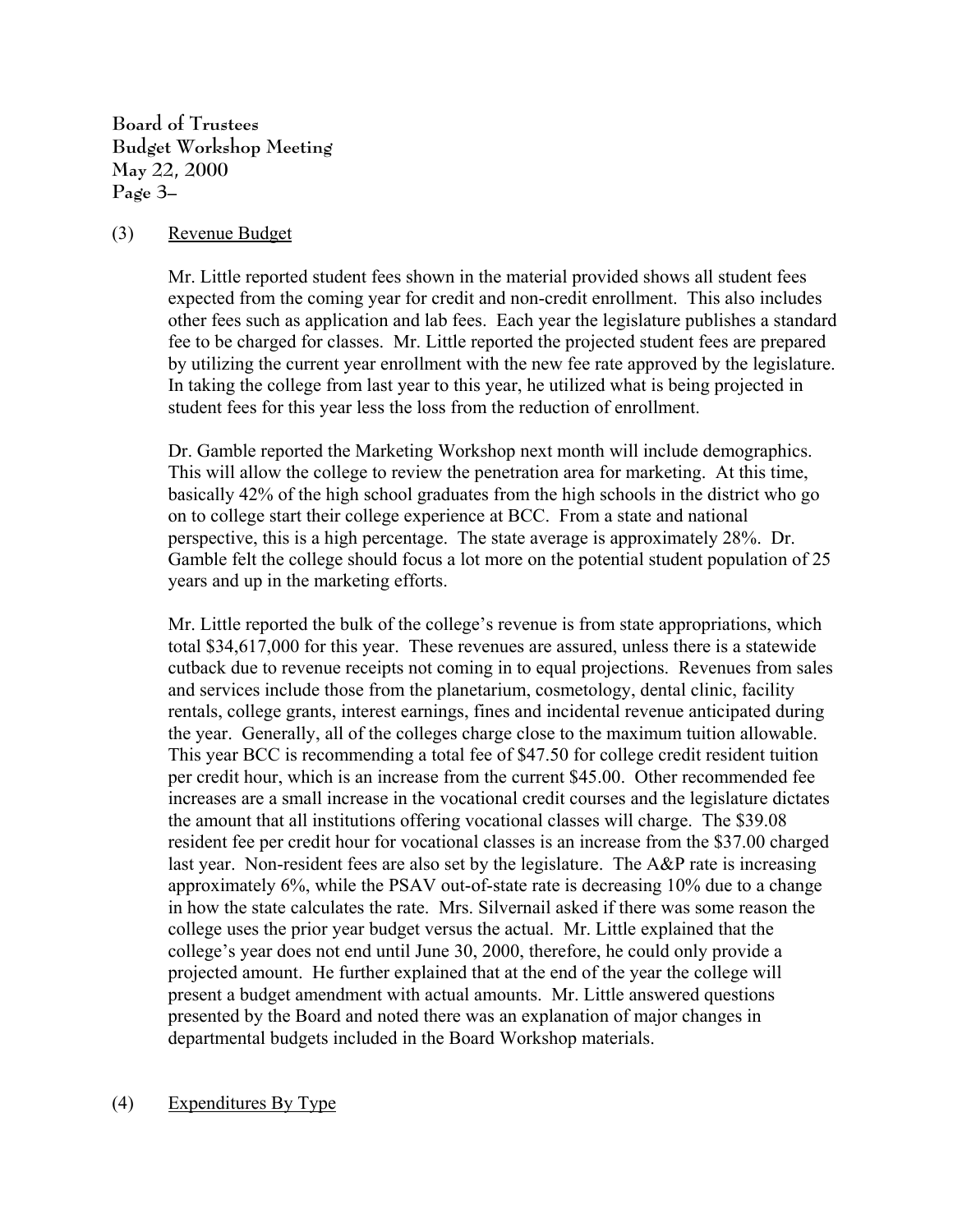(3) Revenue Budget

Mr. Little reported student fees shown in the material provided shows all student fees expected from the coming year for credit and non-credit enrollment. This also includes other fees such as application and lab fees. Each year the legislature publishes a standard fee to be charged for classes. Mr. Little reported the projected student fees are prepared by utilizing the current year enrollment with the new fee rate approved by the legislature. In taking the college from last year to this year, he utilized what is being projected in student fees for this year less the loss from the reduction of enrollment.

Dr. Gamble reported the Marketing Workshop next month will include demographics. This will allow the college to review the penetration area for marketing. At this time, basically 42% of the high school graduates from the high schools in the district who go on to college start their college experience at BCC. From a state and national perspective, this is a high percentage. The state average is approximately 28%. Dr. Gamble felt the college should focus a lot more on the potential student population of 25 years and up in the marketing efforts.

Mr. Little reported the bulk of the college's revenue is from state appropriations, which total $34,617,000 for this year. These revenues are assured, unless there is a statewide cutback due to revenue receipts not coming in to equal projections. Revenues from sales and services include those from the planetarium, cosmetology, dental clinic, facility rentals, college grants, interest earnings, fines and incidental revenue anticipated during the year. Generally, all of the colleges charge close to the maximum tuition allowable. This year BCC is recommending a total fee of $47.50 for college credit resident tuition per credit hour, which is an increase from the current $45.00. Other recommended fee increases are a small increase in the vocational credit courses and the legislature dictates the amount that all institutions offering vocational classes will charge. The $39.08 resident fee per credit hour for vocational classes is an increase from the $37.00 charged last year. Non-resident fees are also set by the legislature. The A&P rate is increasing approximately 6%, while the PSAV out-of-state rate is decreasing 10% due to a change in how the state calculates the rate. Mrs. Silvernail asked if there was some reason the college uses the prior year budget versus the actual. Mr. Little explained that the college's year does not end until June 30, 2000, therefore, he could only provide a projected amount. He further explained that at the end of the year the college will present a budget amendment with actual amounts. Mr. Little answered questions presented by the Board and noted there was an explanation of major changes in departmental budgets included in the Board Workshop materials.

(4) Expenditures By Type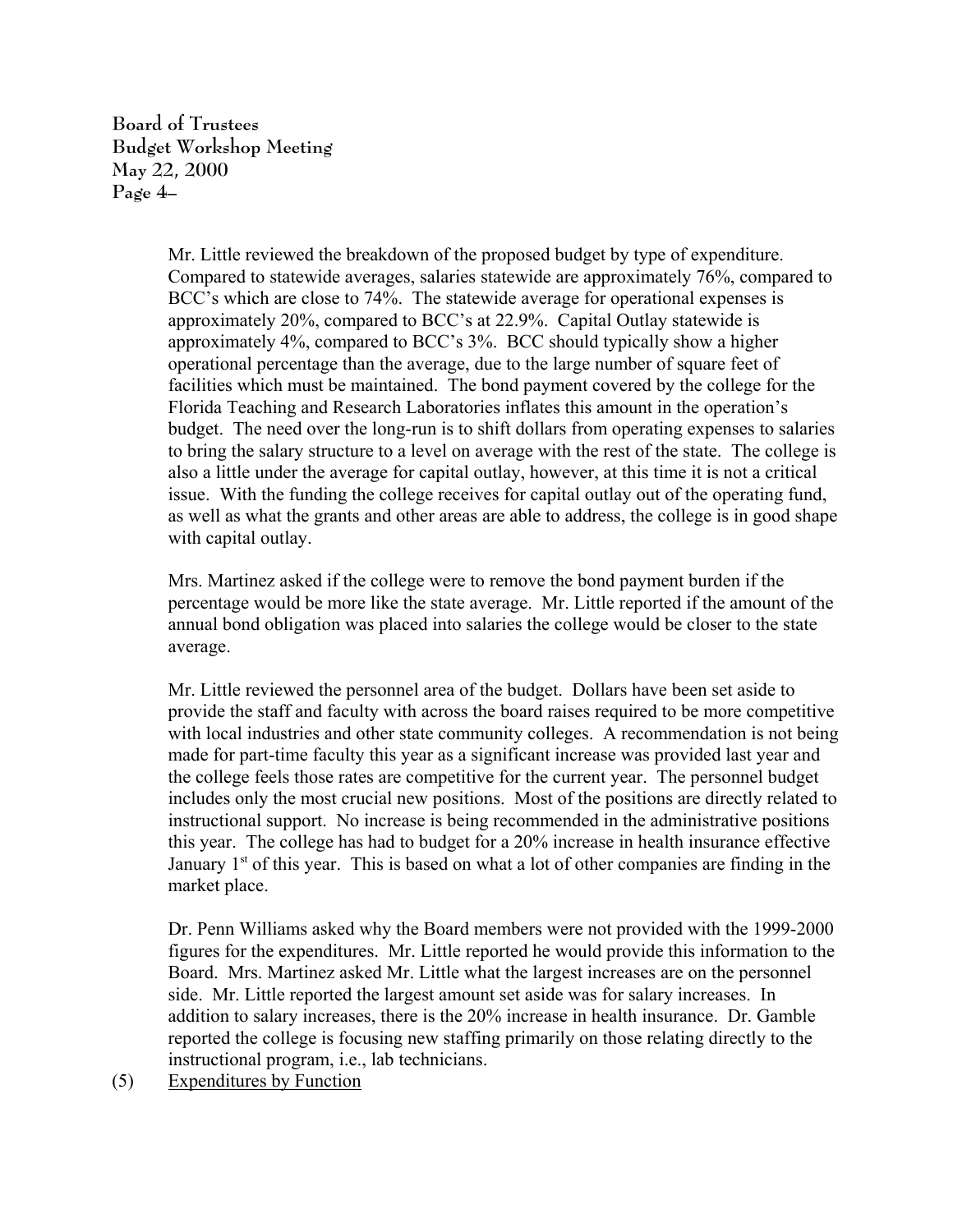Mr. Little reviewed the breakdown of the proposed budget by type of expenditure. Compared to statewide averages, salaries statewide are approximately 76%, compared to BCC's which are close to 74%. The statewide average for operational expenses is approximately 20%, compared to BCC's at 22.9%. Capital Outlay statewide is approximately 4%, compared to BCC's 3%. BCC should typically show a higher operational percentage than the average, due to the large number of square feet of facilities which must be maintained. The bond payment covered by the college for the Florida Teaching and Research Laboratories inflates this amount in the operation's budget. The need over the long-run is to shift dollars from operating expenses to salaries to bring the salary structure to a level on average with the rest of the state. The college is also a little under the average for capital outlay, however, at this time it is not a critical issue. With the funding the college receives for capital outlay out of the operating fund, as well as what the grants and other areas are able to address, the college is in good shape with capital outlay.

Mrs. Martinez asked if the college were to remove the bond payment burden if the percentage would be more like the state average. Mr. Little reported if the amount of the annual bond obligation was placed into salaries the college would be closer to the state average.

Mr. Little reviewed the personnel area of the budget. Dollars have been set aside to provide the staff and faculty with across the board raises required to be more competitive with local industries and other state community colleges. A recommendation is not being made for part-time faculty this year as a significant increase was provided last year and the college feels those rates are competitive for the current year. The personnel budget includes only the most crucial new positions. Most of the positions are directly related to instructional support. No increase is being recommended in the administrative positions this year. The college has had to budget for a 20% increase in health insurance effective January 1st of this year. This is based on what a lot of other companies are finding in the market place.

Dr. Penn Williams asked why the Board members were not provided with the 1999-2000 figures for the expenditures. Mr. Little reported he would provide this information to the Board. Mrs. Martinez asked Mr. Little what the largest increases are on the personnel side. Mr. Little reported the largest amount set aside was for salary increases. In addition to salary increases, there is the 20% increase in health insurance. Dr. Gamble reported the college is focusing new staffing primarily on those relating directly to the instructional program, i.e., lab technicians.

(5) Expenditures by Function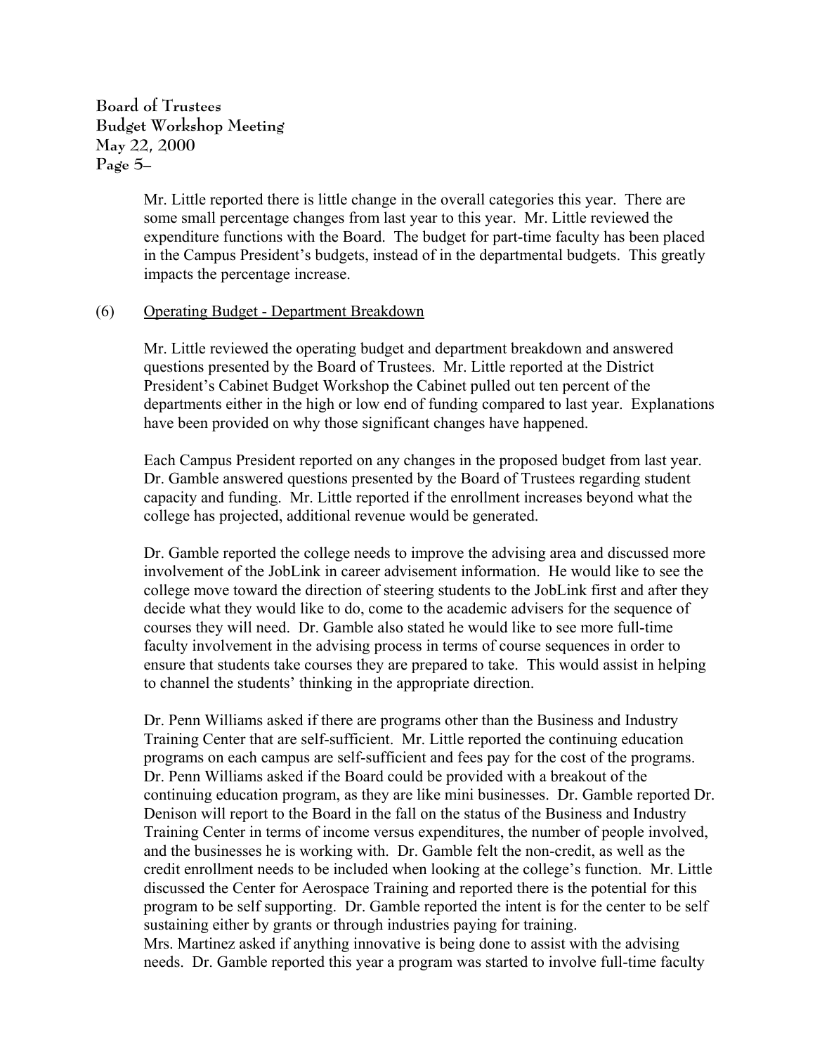Mr. Little reported there is little change in the overall categories this year. There are some small percentage changes from last year to this year. Mr. Little reviewed the expenditure functions with the Board. The budget for part-time faculty has been placed in the Campus President's budgets, instead of in the departmental budgets. This greatly impacts the percentage increase.

(6) Operating Budget - Department Breakdown

Mr. Little reviewed the operating budget and department breakdown and answered questions presented by the Board of Trustees. Mr. Little reported at the District President's Cabinet Budget Workshop the Cabinet pulled out ten percent of the departments either in the high or low end of funding compared to last year. Explanations have been provided on why those significant changes have happened.

Each Campus President reported on any changes in the proposed budget from last year. Dr. Gamble answered questions presented by the Board of Trustees regarding student capacity and funding. Mr. Little reported if the enrollment increases beyond what the college has projected, additional revenue would be generated.

Dr. Gamble reported the college needs to improve the advising area and discussed more involvement of the JobLink in career advisement information. He would like to see the college move toward the direction of steering students to the JobLink first and after they decide what they would like to do, come to the academic advisers for the sequence of courses they will need. Dr. Gamble also stated he would like to see more full-time faculty involvement in the advising process in terms of course sequences in order to ensure that students take courses they are prepared to take. This would assist in helping to channel the students' thinking in the appropriate direction.

Dr. Penn Williams asked if there are programs other than the Business and Industry Training Center that are self-sufficient. Mr. Little reported the continuing education programs on each campus are self-sufficient and fees pay for the cost of the programs. Dr. Penn Williams asked if the Board could be provided with a breakout of the continuing education program, as they are like mini businesses. Dr. Gamble reported Dr. Denison will report to the Board in the fall on the status of the Business and Industry Training Center in terms of income versus expenditures, the number of people involved, and the businesses he is working with. Dr. Gamble felt the non-credit, as well as the credit enrollment needs to be included when looking at the college's function. Mr. Little discussed the Center for Aerospace Training and reported there is the potential for this program to be self supporting. Dr. Gamble reported the intent is for the center to be self sustaining either by grants or through industries paying for training.
Mrs. Martinez asked if anything innovative is being done to assist with the advising needs. Dr. Gamble reported this year a program was started to involve full-time faculty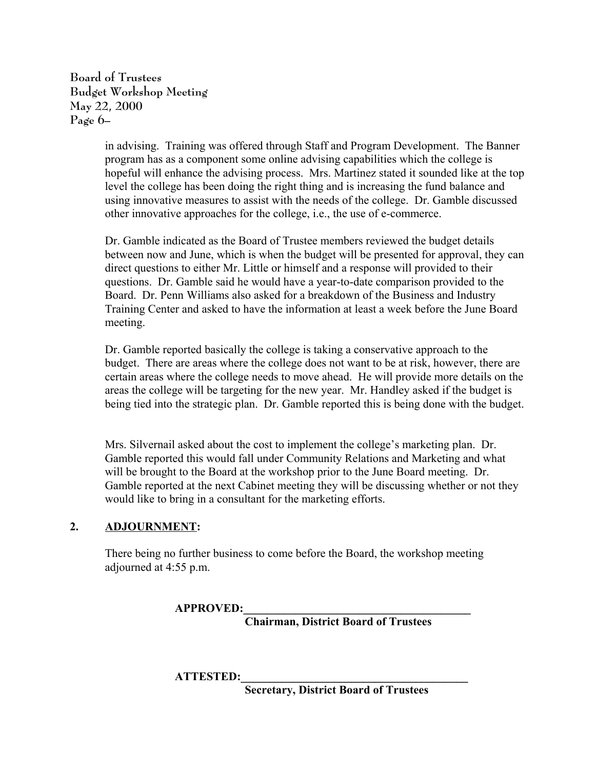in advising. Training was offered through Staff and Program Development. The Banner program has as a component some online advising capabilities which the college is hopeful will enhance the advising process. Mrs. Martinez stated it sounded like at the top level the college has been doing the right thing and is increasing the fund balance and using innovative measures to assist with the needs of the college. Dr. Gamble discussed other innovative approaches for the college, i.e., the use of e-commerce.

Dr. Gamble indicated as the Board of Trustee members reviewed the budget details between now and June, which is when the budget will be presented for approval, they can direct questions to either Mr. Little or himself and a response will provided to their questions. Dr. Gamble said he would have a year-to-date comparison provided to the Board. Dr. Penn Williams also asked for a breakdown of the Business and Industry Training Center and asked to have the information at least a week before the June Board meeting.

Dr. Gamble reported basically the college is taking a conservative approach to the budget. There are areas where the college does not want to be at risk, however, there are certain areas where the college needs to move ahead. He will provide more details on the areas the college will be targeting for the new year. Mr. Handley asked if the budget is being tied into the strategic plan. Dr. Gamble reported this is being done with the budget.

Mrs. Silvernail asked about the cost to implement the college's marketing plan. Dr. Gamble reported this would fall under Community Relations and Marketing and what will be brought to the Board at the workshop prior to the June Board meeting. Dr. Gamble reported at the next Cabinet meeting they will be discussing whether or not they would like to bring in a consultant for the marketing efforts.

## 2. ADJOURNMENT:

There being no further business to come before the Board, the workshop meeting adjourned at 4:55 p.m.

**APPROVED:\_\_\_\_\_\_\_\_\_\_\_\_\_\_\_\_\_\_\_\_\_\_\_\_\_\_\_\_\_\_\_\_\_\_\_\_\_\_\_\_**
**Chairman, District Board of Trustees**

**ATTESTED:\_\_\_\_\_\_\_\_\_\_\_\_\_\_\_\_\_\_\_\_\_\_\_\_\_\_\_\_\_\_\_\_\_\_\_\_\_\_\_\_**
**Secretary, District Board of Trustees**